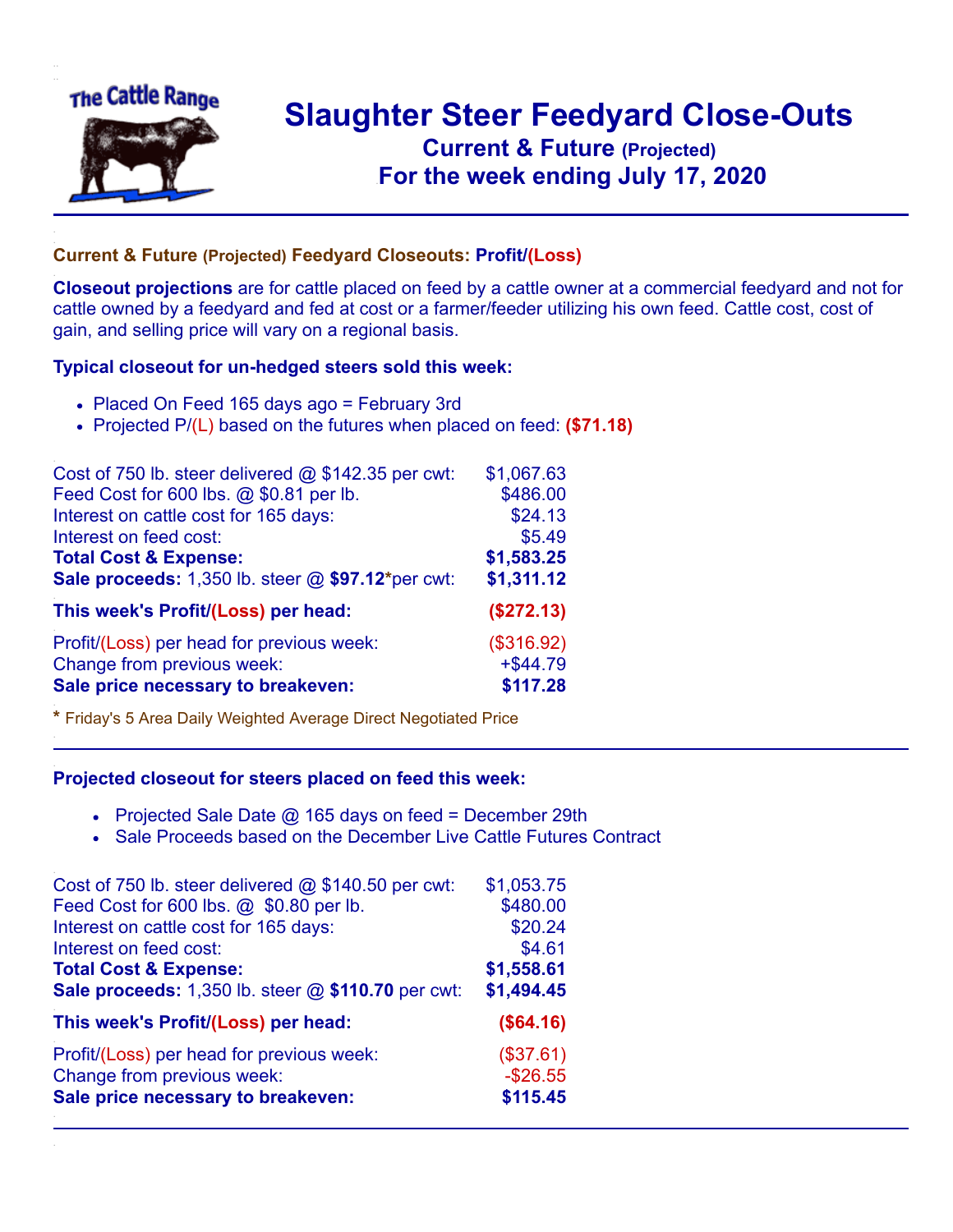# Slaughter Steer Feedyard Close-Outs

## Current & Future (Projected)

## For the week ending July 17, 2020

### Current & Future (Projected) Feedyard Closeouts: Profit/(Loss)

**Closeout projections** are for cattle placed on feed by a cattle owner at a commercial feedyard and not for cattle owned by a feedyard and fed at cost or a farmer/feeder utilizing his own feed. Cattle cost, cost of gain, and selling price will vary on a regional basis.

### Typical closeout for un-hedged steers sold this week:

- Placed On Feed 165 days ago = February 3rd
- Projected P/(L) based on the futures when placed on feed: **($71.18)**

| | |
|---|---|
| Cost of 750 lb. steer delivered @ $142.35 per cwt: | $1,067.63 |
| Feed Cost for 600 lbs. @ $0.81 per lb. | $486.00 |
| Interest on cattle cost for 165 days: | $24.13 |
| Interest on feed cost: | $5.49 |
| **Total Cost & Expense:** | **$1,583.25** |
| **Sale proceeds:** 1,350 lb. steer @ **$97.12***per cwt: | **$1,311.12** |
| **This week's Profit/(Loss) per head:** | **($272.13)** |
| Profit/(Loss) per head for previous week: | ($316.92) |
| Change from previous week: | +$44.79 |
| **Sale price necessary to breakeven:** | **$117.28** |

* Friday's 5 Area Daily Weighted Average Direct Negotiated Price

### Projected closeout for steers placed on feed this week:

- Projected Sale Date @ 165 days on feed = December 29th
- Sale Proceeds based on the December Live Cattle Futures Contract

| | |
|---|---|
| Cost of 750 lb. steer delivered @ $140.50 per cwt: | $1,053.75 |
| Feed Cost for 600 lbs. @ $0.80 per lb. | $480.00 |
| Interest on cattle cost for 165 days: | $20.24 |
| Interest on feed cost: | $4.61 |
| **Total Cost & Expense:** | **$1,558.61** |
| **Sale proceeds:** 1,350 lb. steer @ **$110.70** per cwt: | **$1,494.45** |
| **This week's Profit/(Loss) per head:** | **($64.16)** |
| Profit/(Loss) per head for previous week: | ($37.61) |
| Change from previous week: | -$26.55 |
| **Sale price necessary to breakeven:** | **$115.45** |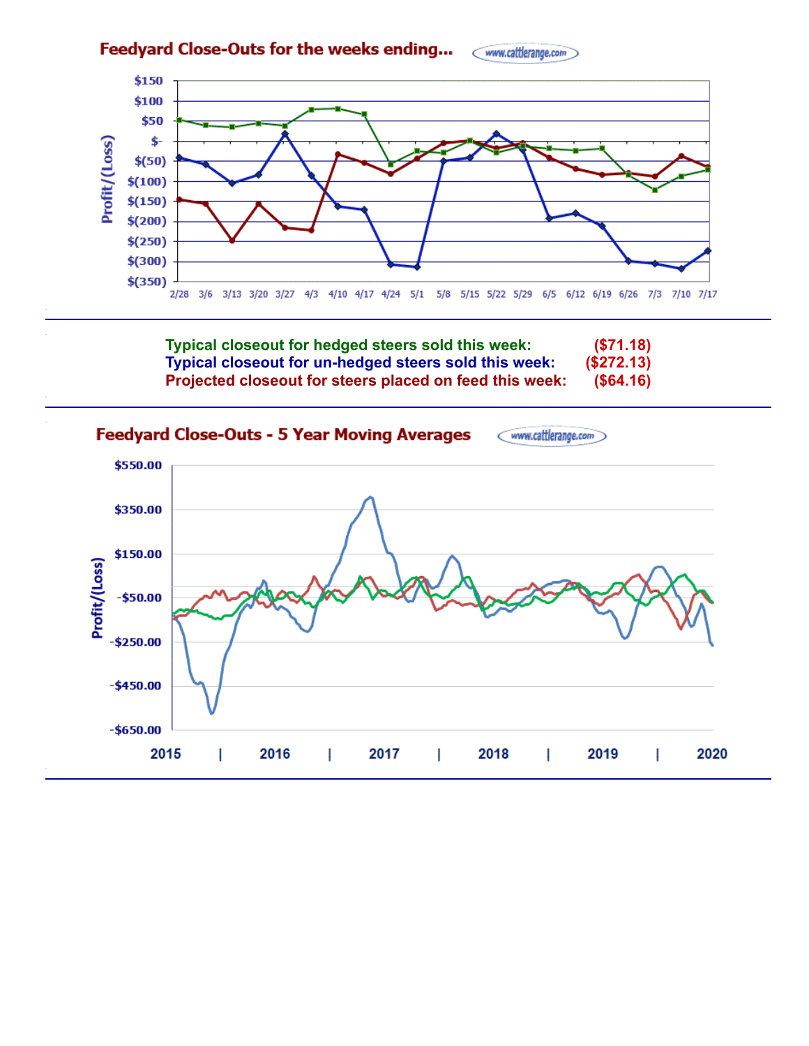## Feedyard Close-Outs for the weeks ending...

www.cattlerange.com

Profit/(Loss)

$150
$100
$50
$-
$(50)
$(100)
$(150)
$(200)
$(250)
$(300)
$(350)

2/28 3/6 3/13 3/20 3/27 4/3 4/10 4/17 4/24 5/1 5/8 5/15 5/22 5/29 6/5 6/12 6/19 6/26 7/3 7/10 7/17

---

| | |
|---|---|
| Typical closeout for hedged steers sold this week: | ($71.18) |
| Typical closeout for un-hedged steers sold this week: | ($272.13) |
| Projected closeout for steers placed on feed this week: | ($64.16) |

---

## Feedyard Close-Outs - 5 Year Moving Averages

www.cattlerange.com

Profit/(Loss)

$550.00
$350.00
$150.00
-$50.00
-$250.00
-$450.00
-$650.00

2015 | 2016 | 2017 | 2018 | 2019 | 2020